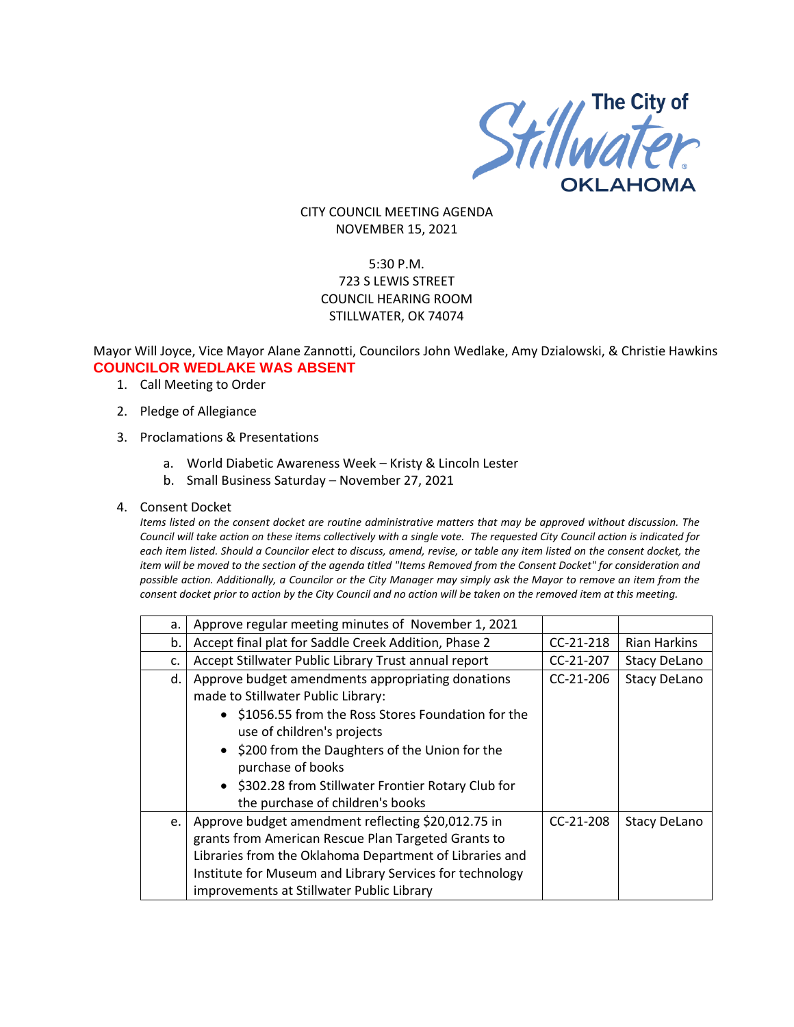The City of Stillwater OKLAHOMA

CITY COUNCIL MEETING AGENDA
NOVEMBER 15, 2021

5:30 P.M.
723 S LEWIS STREET
COUNCIL HEARING ROOM
STILLWATER, OK 74074

Mayor Will Joyce, Vice Mayor Alane Zannotti, Councilors John Wedlake, Amy Dzialowski, & Christie Hawkins

**COUNCILOR WEDLAKE WAS ABSENT**

1. Call Meeting to Order
2. Pledge of Allegiance
3. Proclamations & Presentations
    a. World Diabetic Awareness Week – Kristy & Lincoln Lester
    b. Small Business Saturday – November 27, 2021
4. Consent Docket

*Items listed on the consent docket are routine administrative matters that may be approved without discussion. The Council will take action on these items collectively with a single vote. The requested City Council action is indicated for each item listed. Should a Councilor elect to discuss, amend, revise, or table any item listed on the consent docket, the item will be moved to the section of the agenda titled "Items Removed from the Consent Docket" for consideration and possible action. Additionally, a Councilor or the City Manager may simply ask the Mayor to remove an item from the consent docket prior to action by the City Council and no action will be taken on the removed item at this meeting.*

| | | | |
|---|---|---|---|
| a. | Approve regular meeting minutes of November 1, 2021 | | |
| b. | Accept final plat for Saddle Creek Addition, Phase 2 | CC-21-218 | Rian Harkins |
| c. | Accept Stillwater Public Library Trust annual report | CC-21-207 | Stacy DeLano |
| d. | Approve budget amendments appropriating donations made to Stillwater Public Library:<br>• $1056.55 from the Ross Stores Foundation for the use of children's projects<br>• $200 from the Daughters of the Union for the purchase of books<br>• $302.28 from Stillwater Frontier Rotary Club for the purchase of children's books | CC-21-206 | Stacy DeLano |
| e. | Approve budget amendment reflecting $20,012.75 in grants from American Rescue Plan Targeted Grants to Libraries from the Oklahoma Department of Libraries and Institute for Museum and Library Services for technology improvements at Stillwater Public Library | CC-21-208 | Stacy DeLano |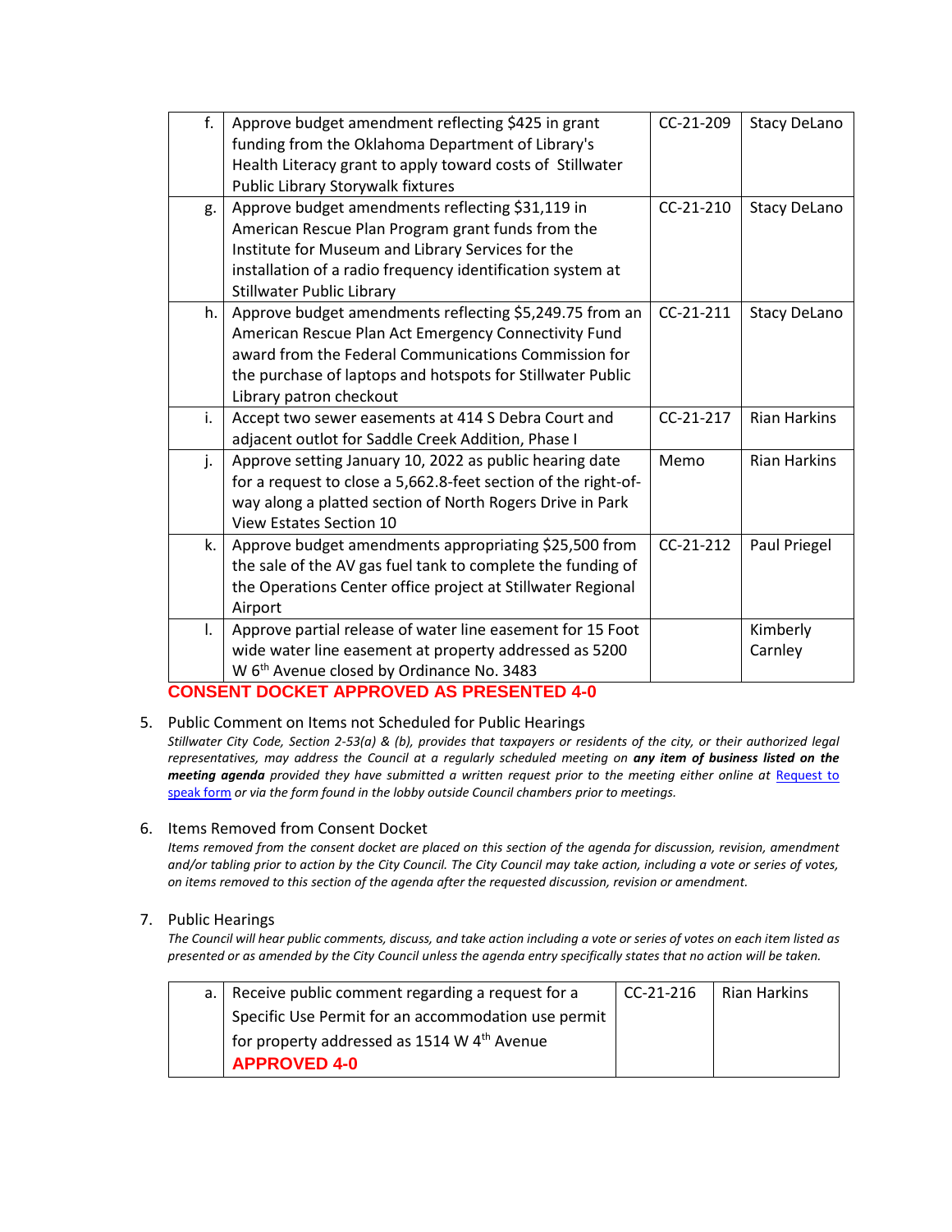| | | | |
|---|---|---|---|
| f. | Approve budget amendment reflecting $425 in grant funding from the Oklahoma Department of Library's Health Literacy grant to apply toward costs of Stillwater Public Library Storywalk fixtures | CC-21-209 | Stacy DeLano |
| g. | Approve budget amendments reflecting $31,119 in American Rescue Plan Program grant funds from the Institute for Museum and Library Services for the installation of a radio frequency identification system at Stillwater Public Library | CC-21-210 | Stacy DeLano |
| h. | Approve budget amendments reflecting $5,249.75 from an American Rescue Plan Act Emergency Connectivity Fund award from the Federal Communications Commission for the purchase of laptops and hotspots for Stillwater Public Library patron checkout | CC-21-211 | Stacy DeLano |
| i. | Accept two sewer easements at 414 S Debra Court and adjacent outlot for Saddle Creek Addition, Phase I | CC-21-217 | Rian Harkins |
| j. | Approve setting January 10, 2022 as public hearing date for a request to close a 5,662.8-feet section of the right-of-way along a platted section of North Rogers Drive in Park View Estates Section 10 | Memo | Rian Harkins |
| k. | Approve budget amendments appropriating $25,500 from the sale of the AV gas fuel tank to complete the funding of the Operations Center office project at Stillwater Regional Airport | CC-21-212 | Paul Priegel |
| l. | Approve partial release of water line easement for 15 Foot wide water line easement at property addressed as 5200 W 6th Avenue closed by Ordinance No. 3483 | | Kimberly Carnley |

**CONSENT DOCKET APPROVED AS PRESENTED 4-0**

5. Public Comment on Items not Scheduled for Public Hearings

*Stillwater City Code, Section 2-53(a) & (b), provides that taxpayers or residents of the city, or their authorized legal representatives, may address the Council at a regularly scheduled meeting on* ***any item of business listed on the meeting agenda*** *provided they have submitted a written request prior to the meeting either online at* [Request to speak form]() *or via the form found in the lobby outside Council chambers prior to meetings.*

6. Items Removed from Consent Docket

*Items removed from the consent docket are placed on this section of the agenda for discussion, revision, amendment and/or tabling prior to action by the City Council. The City Council may take action, including a vote or series of votes, on items removed to this section of the agenda after the requested discussion, revision or amendment.*

7. Public Hearings

*The Council will hear public comments, discuss, and take action including a vote or series of votes on each item listed as presented or as amended by the City Council unless the agenda entry specifically states that no action will be taken.*

| | | | |
|---|---|---|---|
| a. | Receive public comment regarding a request for a Specific Use Permit for an accommodation use permit for property addressed as 1514 W 4th Avenue **APPROVED 4-0** | CC-21-216 | Rian Harkins |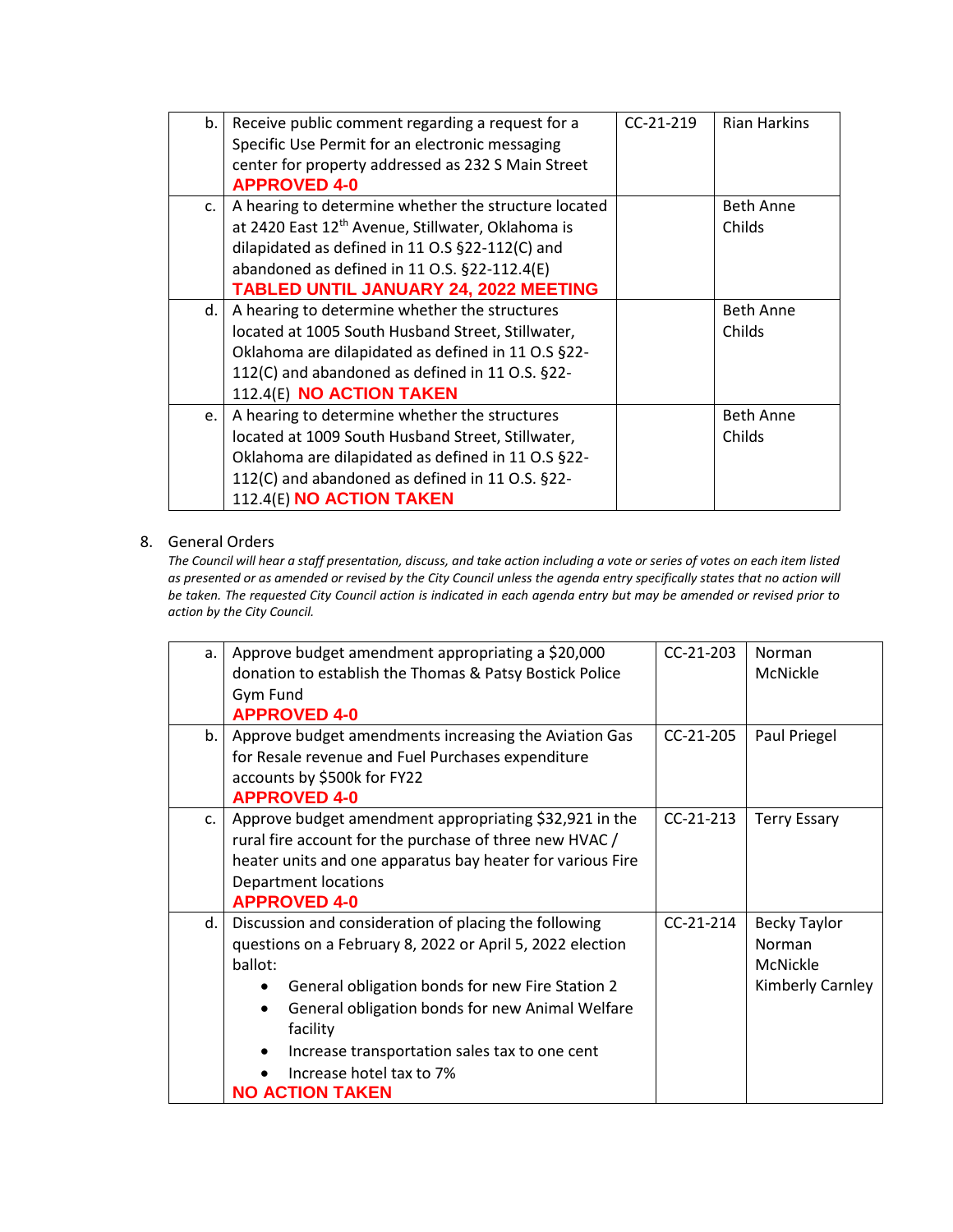| | | | |
|---|---|---|---|
| b. | Receive public comment regarding a request for a Specific Use Permit for an electronic messaging center for property addressed as 232 S Main Street **APPROVED 4-0** | CC-21-219 | Rian Harkins |
| c. | A hearing to determine whether the structure located at 2420 East 12th Avenue, Stillwater, Oklahoma is dilapidated as defined in 11 O.S §22-112(C) and abandoned as defined in 11 O.S. §22-112.4(E) **TABLED UNTIL JANUARY 24, 2022 MEETING** | | Beth Anne Childs |
| d. | A hearing to determine whether the structures located at 1005 South Husband Street, Stillwater, Oklahoma are dilapidated as defined in 11 O.S §22-112(C) and abandoned as defined in 11 O.S. §22-112.4(E) **NO ACTION TAKEN** | | Beth Anne Childs |
| e. | A hearing to determine whether the structures located at 1009 South Husband Street, Stillwater, Oklahoma are dilapidated as defined in 11 O.S §22-112(C) and abandoned as defined in 11 O.S. §22-112.4(E) **NO ACTION TAKEN** | | Beth Anne Childs |

8. General Orders

*The Council will hear a staff presentation, discuss, and take action including a vote or series of votes on each item listed as presented or as amended or revised by the City Council unless the agenda entry specifically states that no action will be taken. The requested City Council action is indicated in each agenda entry but may be amended or revised prior to action by the City Council.*

| | | | |
|---|---|---|---|
| a. | Approve budget amendment appropriating a $20,000 donation to establish the Thomas & Patsy Bostick Police Gym Fund **APPROVED 4-0** | CC-21-203 | Norman McNickle |
| b. | Approve budget amendments increasing the Aviation Gas for Resale revenue and Fuel Purchases expenditure accounts by $500k for FY22 **APPROVED 4-0** | CC-21-205 | Paul Priegel |
| c. | Approve budget amendment appropriating $32,921 in the rural fire account for the purchase of three new HVAC / heater units and one apparatus bay heater for various Fire Department locations **APPROVED 4-0** | CC-21-213 | Terry Essary |
| d. | Discussion and consideration of placing the following questions on a February 8, 2022 or April 5, 2022 election ballot:<br>• General obligation bonds for new Fire Station 2<br>• General obligation bonds for new Animal Welfare facility<br>• Increase transportation sales tax to one cent<br>• Increase hotel tax to 7%<br>**NO ACTION TAKEN** | CC-21-214 | Becky Taylor<br>Norman McNickle<br>Kimberly Carnley |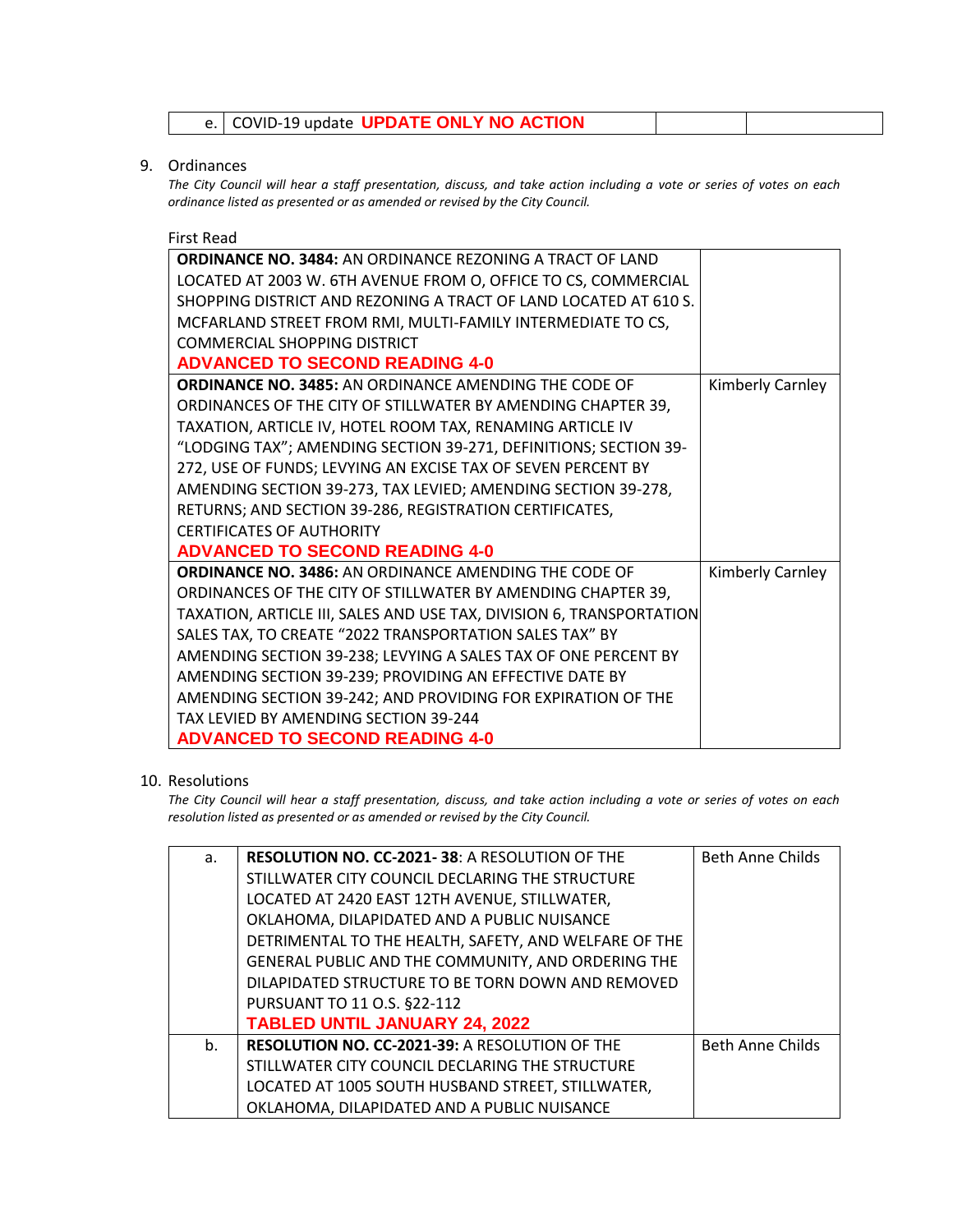| e. | COVID-19 update **UPDATE ONLY NO ACTION** | | |
|---|---|---|---|

9. Ordinances

*The City Council will hear a staff presentation, discuss, and take action including a vote or series of votes on each ordinance listed as presented or as amended or revised by the City Council.*

First Read

| | |
|---|---|
| **ORDINANCE NO. 3484:** AN ORDINANCE REZONING A TRACT OF LAND LOCATED AT 2003 W. 6TH AVENUE FROM O, OFFICE TO CS, COMMERCIAL SHOPPING DISTRICT AND REZONING A TRACT OF LAND LOCATED AT 610 S. MCFARLAND STREET FROM RMI, MULTI-FAMILY INTERMEDIATE TO CS, COMMERCIAL SHOPPING DISTRICT **ADVANCED TO SECOND READING 4-0** | |
| **ORDINANCE NO. 3485:** AN ORDINANCE AMENDING THE CODE OF ORDINANCES OF THE CITY OF STILLWATER BY AMENDING CHAPTER 39, TAXATION, ARTICLE IV, HOTEL ROOM TAX, RENAMING ARTICLE IV "LODGING TAX"; AMENDING SECTION 39-271, DEFINITIONS; SECTION 39-272, USE OF FUNDS; LEVYING AN EXCISE TAX OF SEVEN PERCENT BY AMENDING SECTION 39-273, TAX LEVIED; AMENDING SECTION 39-278, RETURNS; AND SECTION 39-286, REGISTRATION CERTIFICATES, CERTIFICATES OF AUTHORITY **ADVANCED TO SECOND READING 4-0** | Kimberly Carnley |
| **ORDINANCE NO. 3486:** AN ORDINANCE AMENDING THE CODE OF ORDINANCES OF THE CITY OF STILLWATER BY AMENDING CHAPTER 39, TAXATION, ARTICLE III, SALES AND USE TAX, DIVISION 6, TRANSPORTATION SALES TAX, TO CREATE "2022 TRANSPORTATION SALES TAX" BY AMENDING SECTION 39-238; LEVYING A SALES TAX OF ONE PERCENT BY AMENDING SECTION 39-239; PROVIDING AN EFFECTIVE DATE BY AMENDING SECTION 39-242; AND PROVIDING FOR EXPIRATION OF THE TAX LEVIED BY AMENDING SECTION 39-244 **ADVANCED TO SECOND READING 4-0** | Kimberly Carnley |

10. Resolutions

*The City Council will hear a staff presentation, discuss, and take action including a vote or series of votes on each resolution listed as presented or as amended or revised by the City Council.*

| | | |
|---|---|---|
| a. | **RESOLUTION NO. CC-2021- 38**: A RESOLUTION OF THE STILLWATER CITY COUNCIL DECLARING THE STRUCTURE LOCATED AT 2420 EAST 12TH AVENUE, STILLWATER, OKLAHOMA, DILAPIDATED AND A PUBLIC NUISANCE DETRIMENTAL TO THE HEALTH, SAFETY, AND WELFARE OF THE GENERAL PUBLIC AND THE COMMUNITY, AND ORDERING THE DILAPIDATED STRUCTURE TO BE TORN DOWN AND REMOVED PURSUANT TO 11 O.S. §22-112 **TABLED UNTIL JANUARY 24, 2022** | Beth Anne Childs |
| b. | **RESOLUTION NO. CC-2021-39:** A RESOLUTION OF THE STILLWATER CITY COUNCIL DECLARING THE STRUCTURE LOCATED AT 1005 SOUTH HUSBAND STREET, STILLWATER, OKLAHOMA, DILAPIDATED AND A PUBLIC NUISANCE | Beth Anne Childs |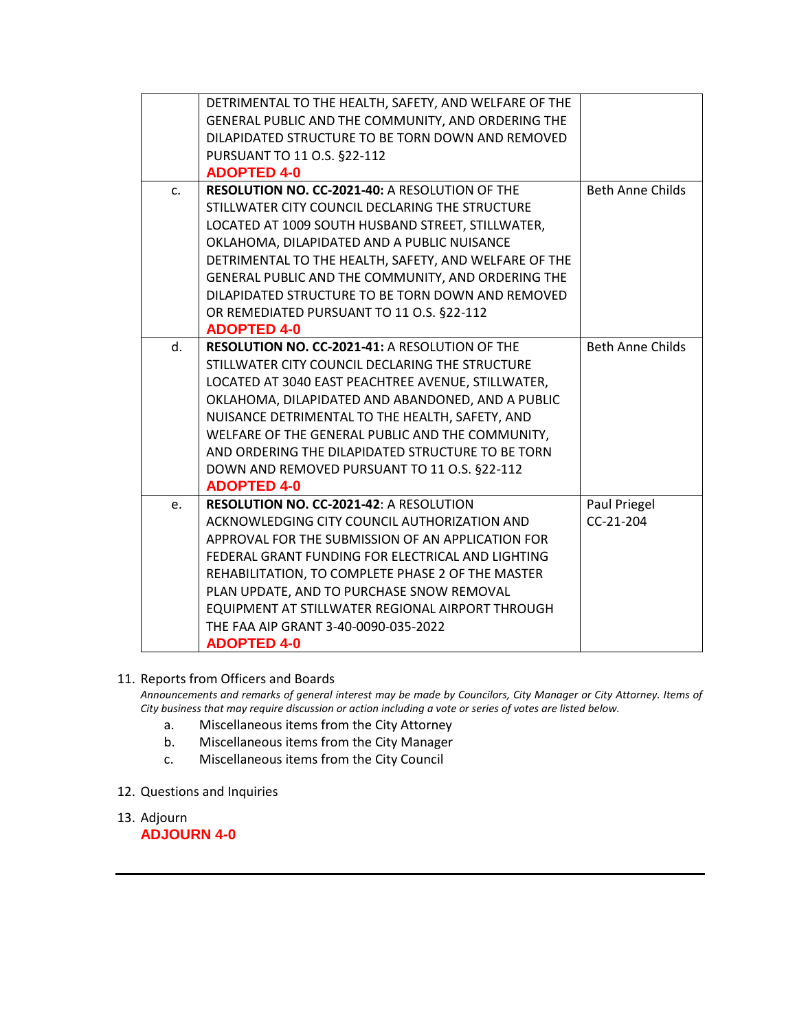| | | |
|---|---|---|
| | DETRIMENTAL TO THE HEALTH, SAFETY, AND WELFARE OF THE GENERAL PUBLIC AND THE COMMUNITY, AND ORDERING THE DILAPIDATED STRUCTURE TO BE TORN DOWN AND REMOVED PURSUANT TO 11 O.S. §22-112 **ADOPTED 4-0** | |
| c. | **RESOLUTION NO. CC-2021-40:** A RESOLUTION OF THE STILLWATER CITY COUNCIL DECLARING THE STRUCTURE LOCATED AT 1009 SOUTH HUSBAND STREET, STILLWATER, OKLAHOMA, DILAPIDATED AND A PUBLIC NUISANCE DETRIMENTAL TO THE HEALTH, SAFETY, AND WELFARE OF THE GENERAL PUBLIC AND THE COMMUNITY, AND ORDERING THE DILAPIDATED STRUCTURE TO BE TORN DOWN AND REMOVED OR REMEDIATED PURSUANT TO 11 O.S. §22-112 **ADOPTED 4-0** | Beth Anne Childs |
| d. | **RESOLUTION NO. CC-2021-41:** A RESOLUTION OF THE STILLWATER CITY COUNCIL DECLARING THE STRUCTURE LOCATED AT 3040 EAST PEACHTREE AVENUE, STILLWATER, OKLAHOMA, DILAPIDATED AND ABANDONED, AND A PUBLIC NUISANCE DETRIMENTAL TO THE HEALTH, SAFETY, AND WELFARE OF THE GENERAL PUBLIC AND THE COMMUNITY, AND ORDERING THE DILAPIDATED STRUCTURE TO BE TORN DOWN AND REMOVED PURSUANT TO 11 O.S. §22-112 **ADOPTED 4-0** | Beth Anne Childs |
| e. | **RESOLUTION NO. CC-2021-42**: A RESOLUTION ACKNOWLEDGING CITY COUNCIL AUTHORIZATION AND APPROVAL FOR THE SUBMISSION OF AN APPLICATION FOR FEDERAL GRANT FUNDING FOR ELECTRICAL AND LIGHTING REHABILITATION, TO COMPLETE PHASE 2 OF THE MASTER PLAN UPDATE, AND TO PURCHASE SNOW REMOVAL EQUIPMENT AT STILLWATER REGIONAL AIRPORT THROUGH THE FAA AIP GRANT 3-40-0090-035-2022 **ADOPTED 4-0** | Paul Priegel CC-21-204 |

11. Reports from Officers and Boards

    *Announcements and remarks of general interest may be made by Councilors, City Manager or City Attorney. Items of City business that may require discussion or action including a vote or series of votes are listed below.*

    a. Miscellaneous items from the City Attorney
    b. Miscellaneous items from the City Manager
    c. Miscellaneous items from the City Council

12. Questions and Inquiries

13. Adjourn

    **ADJOURN 4-0**